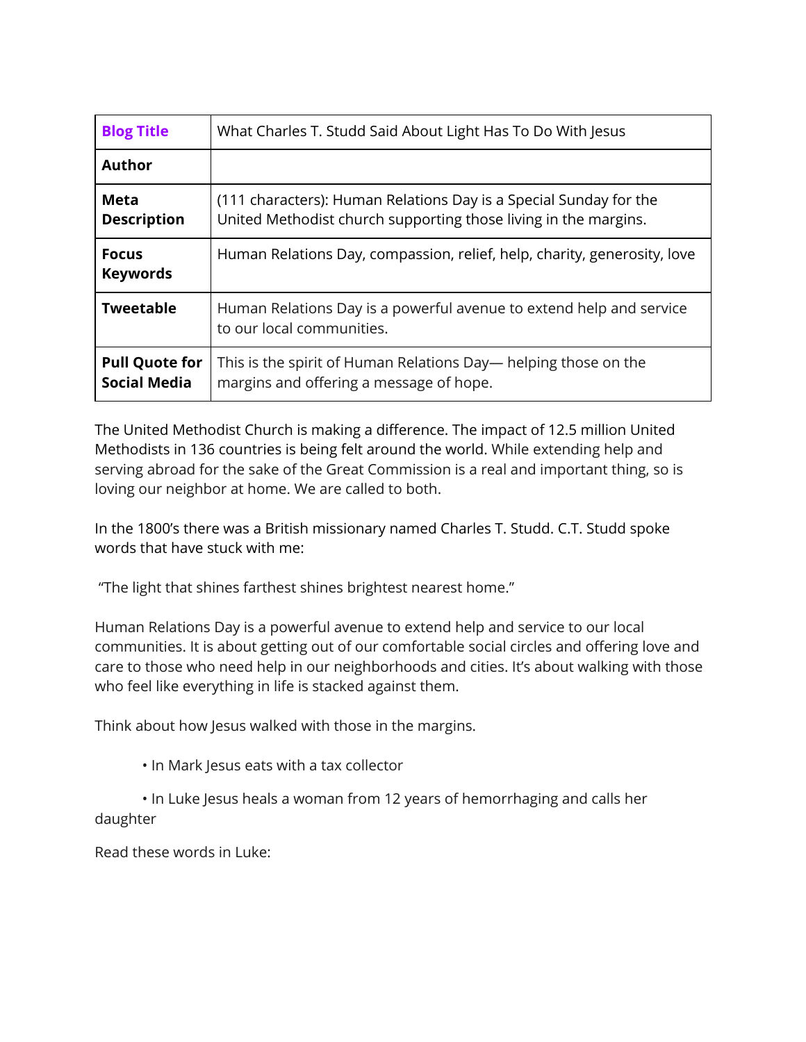| **Blog Title** | What Charles T. Studd Said About Light Has To Do With Jesus |
|---|---|
| **Author** | |
| **Meta Description** | (111 characters): Human Relations Day is a Special Sunday for the United Methodist church supporting those living in the margins. |
| **Focus Keywords** | Human Relations Day, compassion, relief, help, charity, generosity, love |
| **Tweetable** | Human Relations Day is a powerful avenue to extend help and service to our local communities. |
| **Pull Quote for Social Media** | This is the spirit of Human Relations Day— helping those on the margins and offering a message of hope. |

The United Methodist Church is making a difference. The impact of 12.5 million United Methodists in 136 countries is being felt around the world. While extending help and serving abroad for the sake of the Great Commission is a real and important thing, so is loving our neighbor at home. We are called to both.

In the 1800's there was a British missionary named Charles T. Studd. C.T. Studd spoke words that have stuck with me:

"The light that shines farthest shines brightest nearest home."

Human Relations Day is a powerful avenue to extend help and service to our local communities. It is about getting out of our comfortable social circles and offering love and care to those who need help in our neighborhoods and cities. It's about walking with those who feel like everything in life is stacked against them.

Think about how Jesus walked with those in the margins.

- In Mark Jesus eats with a tax collector
- In Luke Jesus heals a woman from 12 years of hemorrhaging and calls her daughter

Read these words in Luke: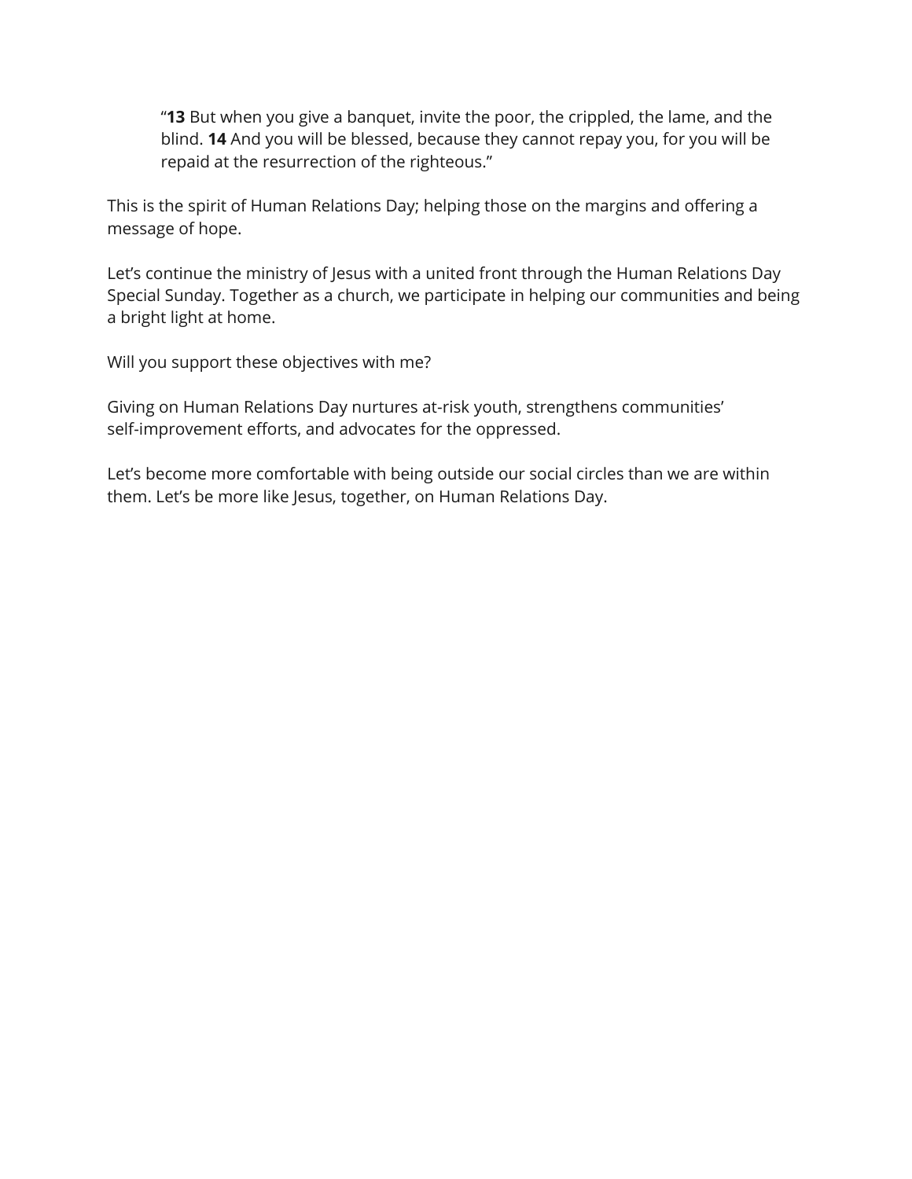> “**13** But when you give a banquet, invite the poor, the crippled, the lame, and the blind. **14** And you will be blessed, because they cannot repay you, for you will be repaid at the resurrection of the righteous.”

This is the spirit of Human Relations Day; helping those on the margins and offering a message of hope.

Let’s continue the ministry of Jesus with a united front through the Human Relations Day Special Sunday. Together as a church, we participate in helping our communities and being a bright light at home.

Will you support these objectives with me?

Giving on Human Relations Day nurtures at-risk youth, strengthens communities’ self-improvement efforts, and advocates for the oppressed.

Let’s become more comfortable with being outside our social circles than we are within them. Let’s be more like Jesus, together, on Human Relations Day.